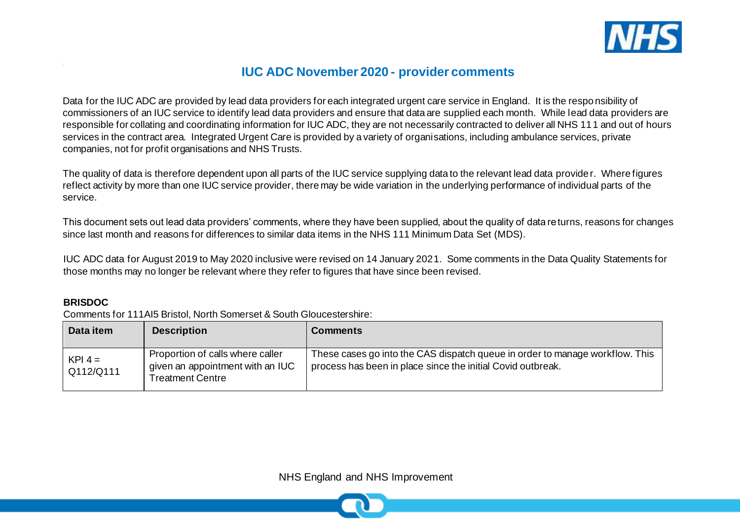# IUC ADC November 2020 - provider comments

Data for the IUC ADC are provided by lead data providers for each integrated urgent care service in England. It is the responsibility of commissioners of an IUC service to identify lead data providers and ensure that data are supplied each month. While lead data providers are responsible for collating and coordinating information for IUC ADC, they are not necessarily contracted to deliver all NHS 111 and out of hours services in the contract area. Integrated Urgent Care is provided by a variety of organisations, including ambulance services, private companies, not for profit organisations and NHS Trusts.

The quality of data is therefore dependent upon all parts of the IUC service supplying data to the relevant lead data provider. Where figures reflect activity by more than one IUC service provider, there may be wide variation in the underlying performance of individual parts of the service.

This document sets out lead data providers' comments, where they have been supplied, about the quality of data returns, reasons for changes since last month and reasons for differences to similar data items in the NHS 111 Minimum Data Set (MDS).

IUC ADC data for August 2019 to May 2020 inclusive were revised on 14 January 2021. Some comments in the Data Quality Statements for those months may no longer be relevant where they refer to figures that have since been revised.

**BRISDOC**

Comments for 111AI5 Bristol, North Somerset & South Gloucestershire:

| Data item | Description | Comments |
|---|---|---|
| KPI 4 = Q112/Q111 | Proportion of calls where caller given an appointment with an IUC Treatment Centre | These cases go into the CAS dispatch queue in order to manage workflow. This process has been in place since the initial Covid outbreak. |

NHS England and NHS Improvement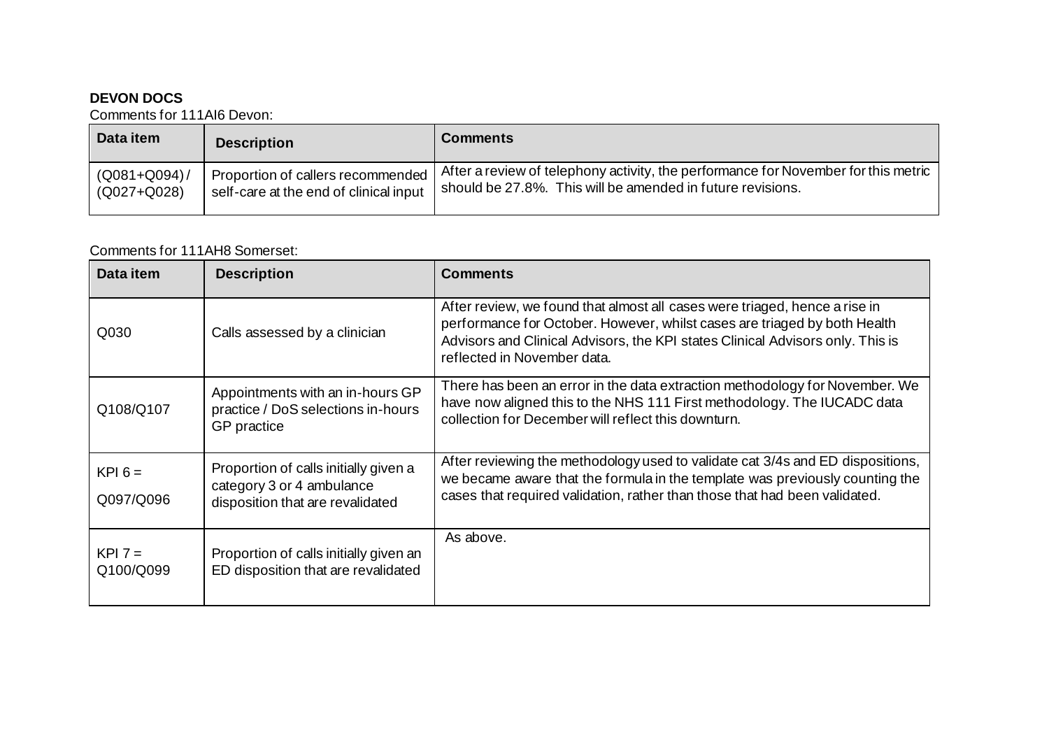**DEVON DOCS**

Comments for 111AI6 Devon:

| Data item | Description | Comments |
|---|---|---|
| (Q081+Q094) / (Q027+Q028) | Proportion of callers recommended self-care at the end of clinical input | After a review of telephony activity, the performance for November for this metric should be 27.8%. This will be amended in future revisions. |

Comments for 111AH8 Somerset:

| Data item | Description | Comments |
|---|---|---|
| Q030 | Calls assessed by a clinician | After review, we found that almost all cases were triaged, hence a rise in performance for October. However, whilst cases are triaged by both Health Advisors and Clinical Advisors, the KPI states Clinical Advisors only. This is reflected in November data. |
| Q108/Q107 | Appointments with an in-hours GP practice / DoS selections in-hours GP practice | There has been an error in the data extraction methodology for November. We have now aligned this to the NHS 111 First methodology. The IUCADC data collection for December will reflect this downturn. |
| KPI 6 = Q097/Q096 | Proportion of calls initially given a category 3 or 4 ambulance disposition that are revalidated | After reviewing the methodology used to validate cat 3/4s and ED dispositions, we became aware that the formula in the template was previously counting the cases that required validation, rather than those that had been validated. |
| KPI 7 = Q100/Q099 | Proportion of calls initially given an ED disposition that are revalidated | As above. |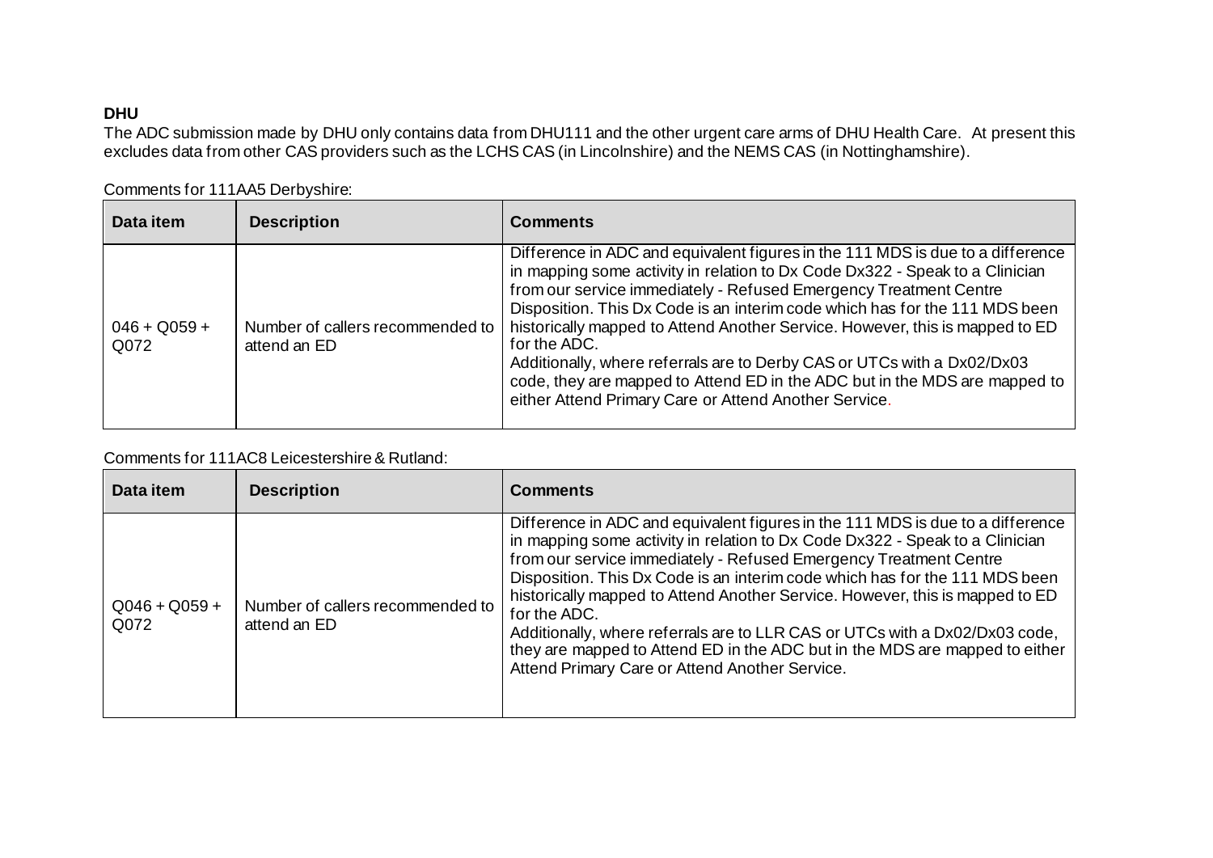**DHU**

The ADC submission made by DHU only contains data from DHU111 and the other urgent care arms of DHU Health Care. At present this excludes data from other CAS providers such as the LCHS CAS (in Lincolnshire) and the NEMS CAS (in Nottinghamshire).

Comments for 111AA5 Derbyshire:

| Data item | Description | Comments |
| --- | --- | --- |
| 046 + Q059 + Q072 | Number of callers recommended to attend an ED | Difference in ADC and equivalent figures in the 111 MDS is due to a difference in mapping some activity in relation to Dx Code Dx322 - Speak to a Clinician from our service immediately - Refused Emergency Treatment Centre Disposition. This Dx Code is an interim code which has for the 111 MDS been historically mapped to Attend Another Service. However, this is mapped to ED for the ADC.<br>Additionally, where referrals are to Derby CAS or UTCs with a Dx02/Dx03 code, they are mapped to Attend ED in the ADC but in the MDS are mapped to either Attend Primary Care or Attend Another Service. |

Comments for 111AC8 Leicestershire & Rutland:

| Data item | Description | Comments |
| --- | --- | --- |
| Q046 + Q059 + Q072 | Number of callers recommended to attend an ED | Difference in ADC and equivalent figures in the 111 MDS is due to a difference in mapping some activity in relation to Dx Code Dx322 - Speak to a Clinician from our service immediately - Refused Emergency Treatment Centre Disposition. This Dx Code is an interim code which has for the 111 MDS been historically mapped to Attend Another Service. However, this is mapped to ED for the ADC.<br>Additionally, where referrals are to LLR CAS or UTCs with a Dx02/Dx03 code, they are mapped to Attend ED in the ADC but in the MDS are mapped to either Attend Primary Care or Attend Another Service. |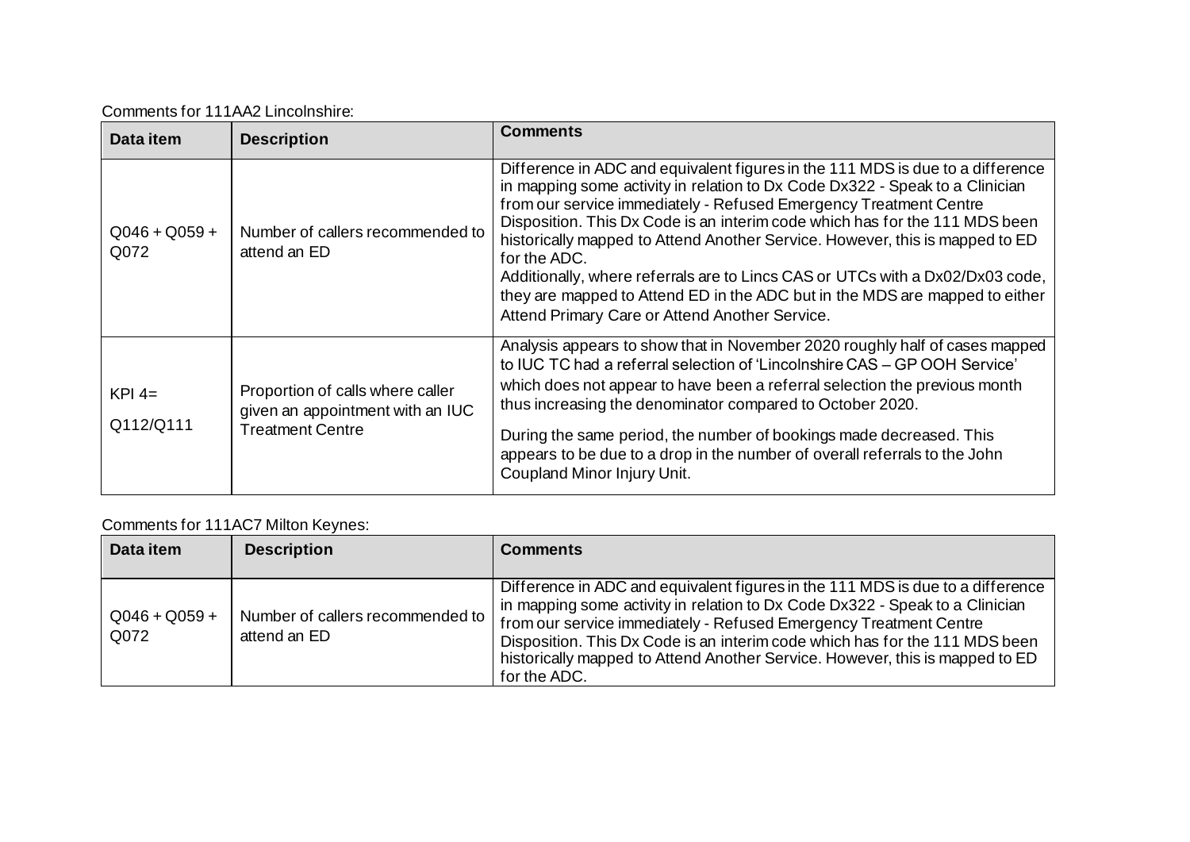Comments for 111AA2 Lincolnshire:

| Data item | Description | Comments |
|---|---|---|
| Q046 + Q059 + Q072 | Number of callers recommended to attend an ED | Difference in ADC and equivalent figures in the 111 MDS is due to a difference in mapping some activity in relation to Dx Code Dx322 - Speak to a Clinician from our service immediately - Refused Emergency Treatment Centre Disposition. This Dx Code is an interim code which has for the 111 MDS been historically mapped to Attend Another Service. However, this is mapped to ED for the ADC.<br>Additionally, where referrals are to Lincs CAS or UTCs with a Dx02/Dx03 code, they are mapped to Attend ED in the ADC but in the MDS are mapped to either Attend Primary Care or Attend Another Service. |
| KPI 4=<br>Q112/Q111 | Proportion of calls where caller given an appointment with an IUC Treatment Centre | Analysis appears to show that in November 2020 roughly half of cases mapped to IUC TC had a referral selection of 'Lincolnshire CAS – GP OOH Service' which does not appear to have been a referral selection the previous month thus increasing the denominator compared to October 2020.<br>During the same period, the number of bookings made decreased. This appears to be due to a drop in the number of overall referrals to the John Coupland Minor Injury Unit. |

Comments for 111AC7 Milton Keynes:

| Data item | Description | Comments |
|---|---|---|
| Q046 + Q059 + Q072 | Number of callers recommended to attend an ED | Difference in ADC and equivalent figures in the 111 MDS is due to a difference in mapping some activity in relation to Dx Code Dx322 - Speak to a Clinician from our service immediately - Refused Emergency Treatment Centre Disposition. This Dx Code is an interim code which has for the 111 MDS been historically mapped to Attend Another Service. However, this is mapped to ED for the ADC. |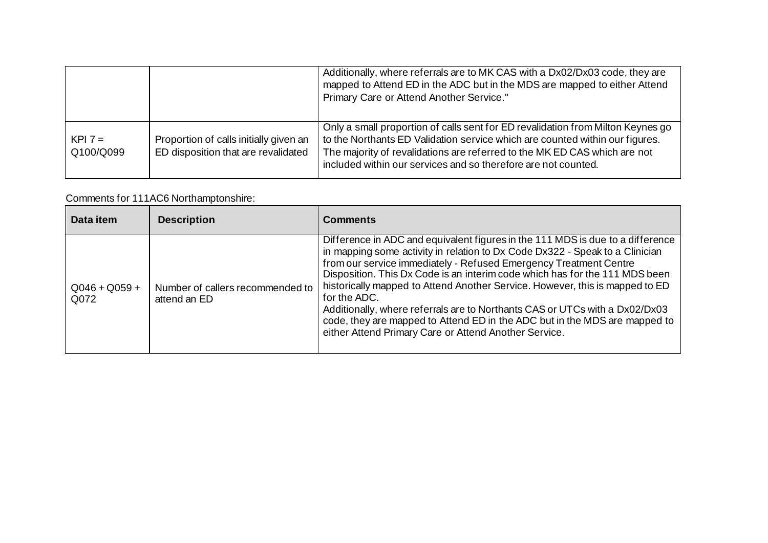| | | |
|---|---|---|
| | | Additionally, where referrals are to MK CAS with a Dx02/Dx03 code, they are mapped to Attend ED in the ADC but in the MDS are mapped to either Attend Primary Care or Attend Another Service." |
| KPI 7 = Q100/Q099 | Proportion of calls initially given an ED disposition that are revalidated | Only a small proportion of calls sent for ED revalidation from Milton Keynes go to the Northants ED Validation service which are counted within our figures. The majority of revalidations are referred to the MK ED CAS which are not included within our services and so therefore are not counted. |

Comments for 111AC6 Northamptonshire:

| Data item | Description | Comments |
|---|---|---|
| Q046 + Q059 + Q072 | Number of callers recommended to attend an ED | Difference in ADC and equivalent figures in the 111 MDS is due to a difference in mapping some activity in relation to Dx Code Dx322 - Speak to a Clinician from our service immediately - Refused Emergency Treatment Centre Disposition. This Dx Code is an interim code which has for the 111 MDS been historically mapped to Attend Another Service. However, this is mapped to ED for the ADC.<br>Additionally, where referrals are to Northants CAS or UTCs with a Dx02/Dx03 code, they are mapped to Attend ED in the ADC but in the MDS are mapped to either Attend Primary Care or Attend Another Service. |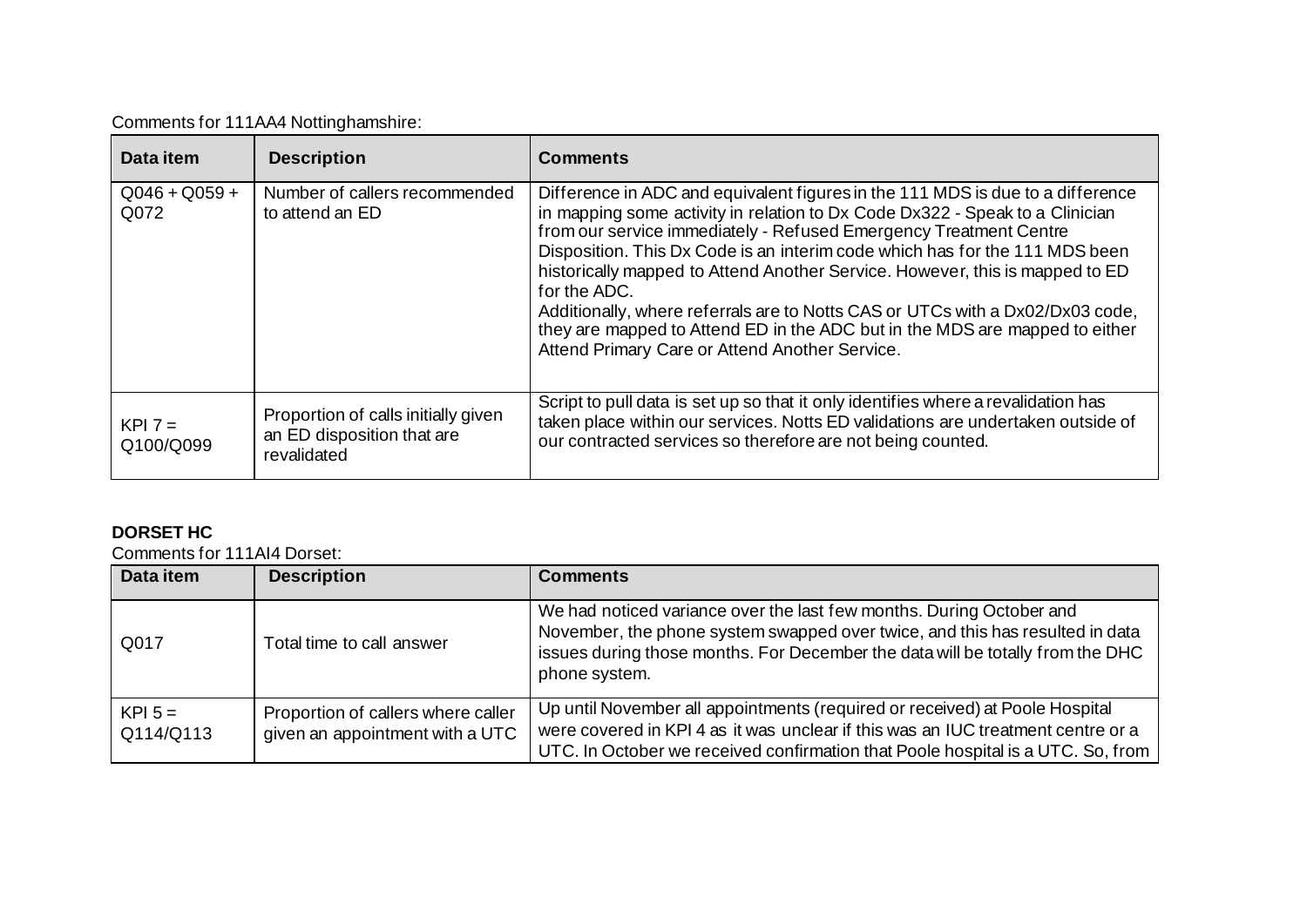Comments for 111AA4 Nottinghamshire:

| Data item | Description | Comments |
|---|---|---|
| Q046 + Q059 + Q072 | Number of callers recommended to attend an ED | Difference in ADC and equivalent figures in the 111 MDS is due to a difference in mapping some activity in relation to Dx Code Dx322 - Speak to a Clinician from our service immediately - Refused Emergency Treatment Centre Disposition. This Dx Code is an interim code which has for the 111 MDS been historically mapped to Attend Another Service. However, this is mapped to ED for the ADC.<br>Additionally, where referrals are to Notts CAS or UTCs with a Dx02/Dx03 code, they are mapped to Attend ED in the ADC but in the MDS are mapped to either Attend Primary Care or Attend Another Service. |
| KPI 7 = Q100/Q099 | Proportion of calls initially given an ED disposition that are revalidated | Script to pull data is set up so that it only identifies where a revalidation has taken place within our services. Notts ED validations are undertaken outside of our contracted services so therefore are not being counted. |

**DORSET HC**

Comments for 111AI4 Dorset:

| Data item | Description | Comments |
|---|---|---|
| Q017 | Total time to call answer | We had noticed variance over the last few months. During October and November, the phone system swapped over twice, and this has resulted in data issues during those months. For December the data will be totally from the DHC phone system. |
| KPI 5 = Q114/Q113 | Proportion of callers where caller given an appointment with a UTC | Up until November all appointments (required or received) at Poole Hospital were covered in KPI 4 as it was unclear if this was an IUC treatment centre or a UTC. In October we received confirmation that Poole hospital is a UTC. So, from |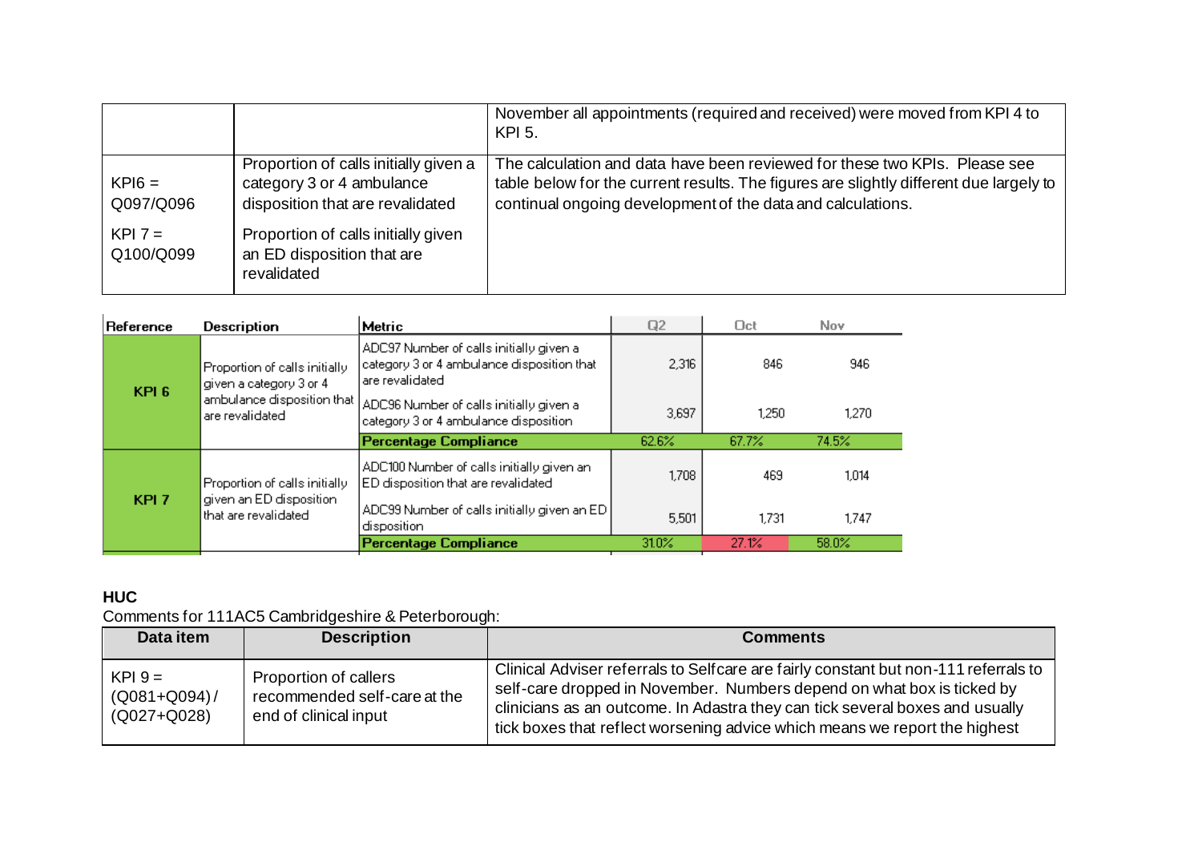| | | |
|---|---|---|
| | | November all appointments (required and received) were moved from KPI 4 to KPI 5. |
| KPI6 = Q097/Q096<br><br>KPI 7 = Q100/Q099 | Proportion of calls initially given a category 3 or 4 ambulance disposition that are revalidated<br><br>Proportion of calls initially given an ED disposition that are revalidated | The calculation and data have been reviewed for these two KPIs. Please see table below for the current results. The figures are slightly different due largely to continual ongoing development of the data and calculations. |

| Reference | Description | Metric | Q2 | Oct | Nov |
|---|---|---|---|---|---|
| KPI 6 | Proportion of calls initially given a category 3 or 4 ambulance disposition that are revalidated | ADC97 Number of calls initially given a category 3 or 4 ambulance disposition that are revalidated | 2,316 | 846 | 946 |
| | | ADC96 Number of calls initially given a category 3 or 4 ambulance disposition | 3,697 | 1,250 | 1,270 |
| | | **Percentage Compliance** | 62.6% | 67.7% | 74.5% |
| KPI 7 | Proportion of calls initially given an ED disposition that are revalidated | ADC100 Number of calls initially given an ED disposition that are revalidated | 1,708 | 469 | 1,014 |
| | | ADC99 Number of calls initially given an ED disposition | 5,501 | 1,731 | 1,747 |
| | | **Percentage Compliance** | 31.0% | 27.1% | 58.0% |

**HUC**

Comments for 111AC5 Cambridgeshire & Peterborough:

| Data item | Description | Comments |
|---|---|---|
| KPI 9 = (Q081+Q094) / (Q027+Q028) | Proportion of callers recommended self-care at the end of clinical input | Clinical Adviser referrals to Selfcare are fairly constant but non-111 referrals to self-care dropped in November. Numbers depend on what box is ticked by clinicians as an outcome. In Adastra they can tick several boxes and usually tick boxes that reflect worsening advice which means we report the highest |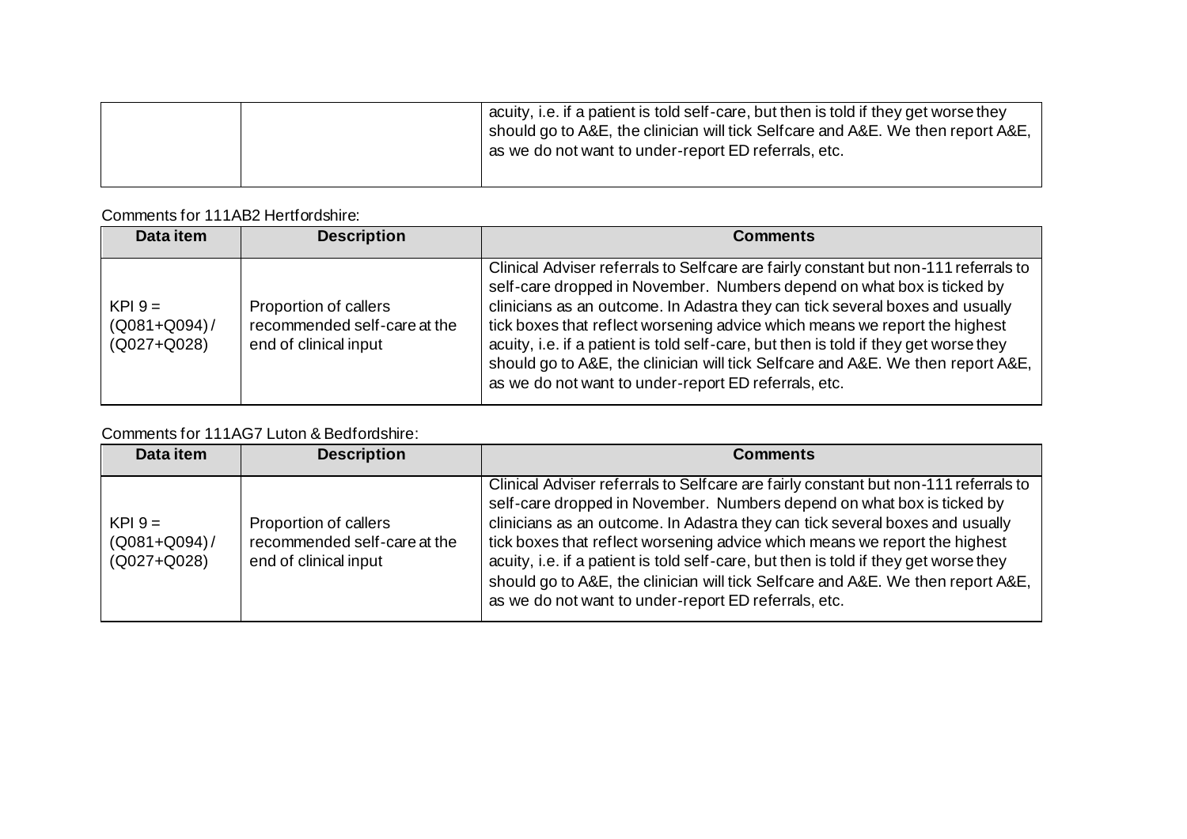| | | acuity, i.e. if a patient is told self-care, but then is told if they get worse they should go to A&E, the clinician will tick Selfcare and A&E. We then report A&E, as we do not want to under-report ED referrals, etc. |
|---|---|---|

Comments for 111AB2 Hertfordshire:

| Data item | Description | Comments |
|---|---|---|
| KPI 9 = (Q081+Q094) / (Q027+Q028) | Proportion of callers recommended self-care at the end of clinical input | Clinical Adviser referrals to Selfcare are fairly constant but non-111 referrals to self-care dropped in November. Numbers depend on what box is ticked by clinicians as an outcome. In Adastra they can tick several boxes and usually tick boxes that reflect worsening advice which means we report the highest acuity, i.e. if a patient is told self-care, but then is told if they get worse they should go to A&E, the clinician will tick Selfcare and A&E. We then report A&E, as we do not want to under-report ED referrals, etc. |

Comments for 111AG7 Luton & Bedfordshire:

| Data item | Description | Comments |
|---|---|---|
| KPI 9 = (Q081+Q094) / (Q027+Q028) | Proportion of callers recommended self-care at the end of clinical input | Clinical Adviser referrals to Selfcare are fairly constant but non-111 referrals to self-care dropped in November. Numbers depend on what box is ticked by clinicians as an outcome. In Adastra they can tick several boxes and usually tick boxes that reflect worsening advice which means we report the highest acuity, i.e. if a patient is told self-care, but then is told if they get worse they should go to A&E, the clinician will tick Selfcare and A&E. We then report A&E, as we do not want to under-report ED referrals, etc. |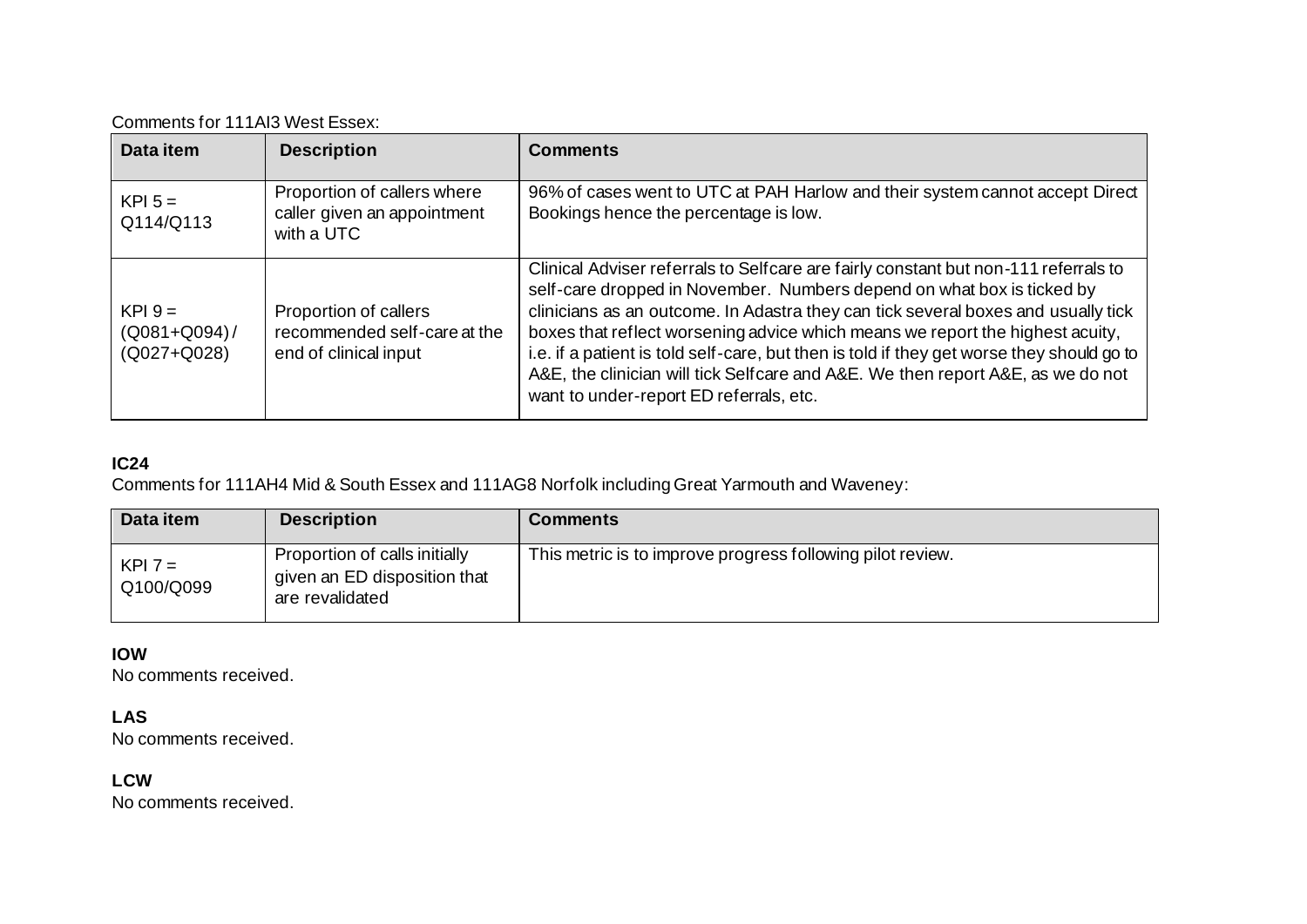Comments for 111AI3 West Essex:

| Data item | Description | Comments |
|---|---|---|
| KPI 5 = Q114/Q113 | Proportion of callers where caller given an appointment with a UTC | 96% of cases went to UTC at PAH Harlow and their system cannot accept Direct Bookings hence the percentage is low. |
| KPI 9 = (Q081+Q094) / (Q027+Q028) | Proportion of callers recommended self-care at the end of clinical input | Clinical Adviser referrals to Selfcare are fairly constant but non-111 referrals to self-care dropped in November. Numbers depend on what box is ticked by clinicians as an outcome. In Adastra they can tick several boxes and usually tick boxes that reflect worsening advice which means we report the highest acuity, i.e. if a patient is told self-care, but then is told if they get worse they should go to A&E, the clinician will tick Selfcare and A&E. We then report A&E, as we do not want to under-report ED referrals, etc. |

**IC24**

Comments for 111AH4 Mid & South Essex and 111AG8 Norfolk including Great Yarmouth and Waveney:

| Data item | Description | Comments |
|---|---|---|
| KPI 7 = Q100/Q099 | Proportion of calls initially given an ED disposition that are revalidated | This metric is to improve progress following pilot review. |

**IOW**

No comments received.

**LAS**

No comments received.

**LCW**

No comments received.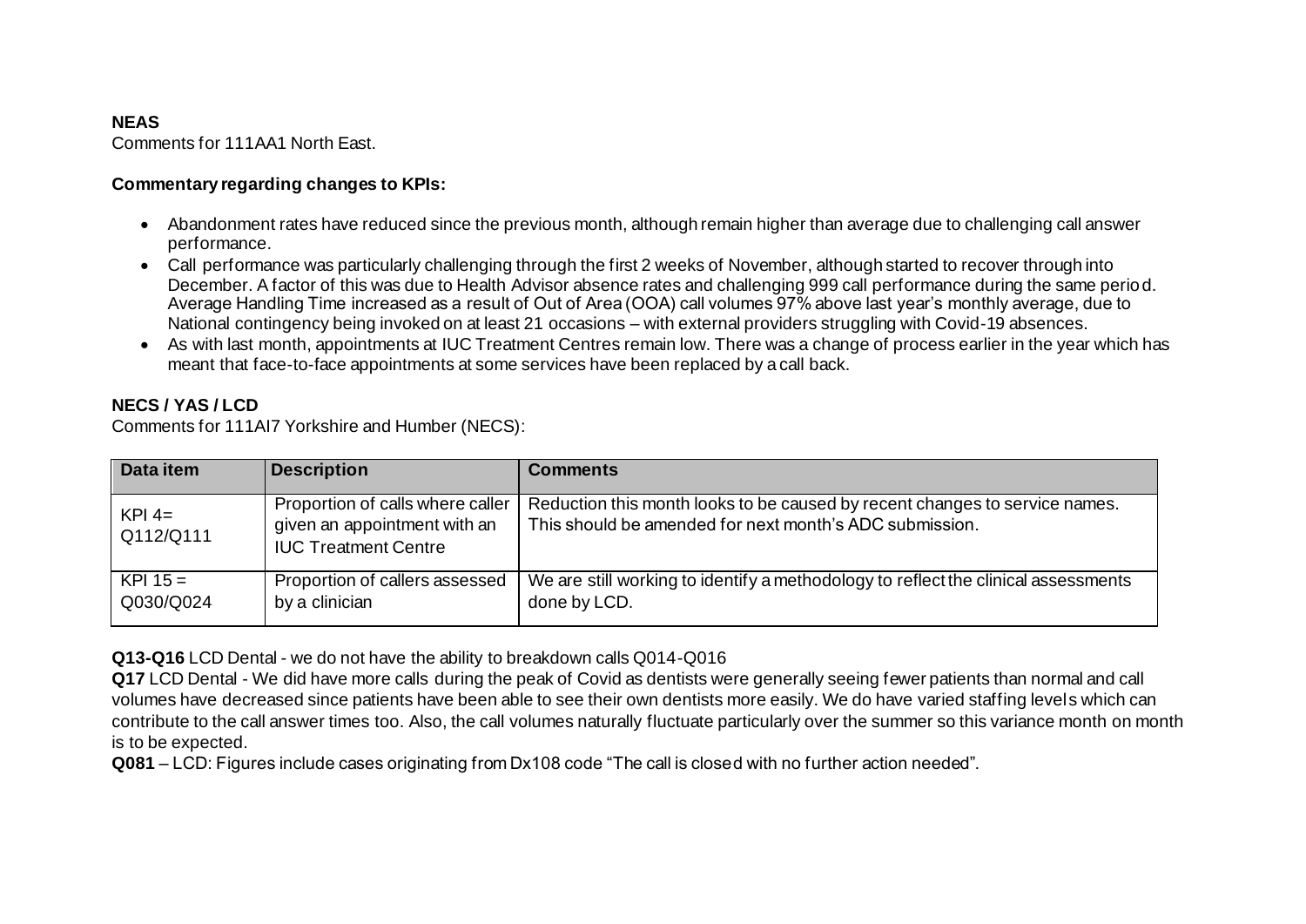**NEAS**

Comments for 111AA1 North East.

**Commentary regarding changes to KPIs:**

- Abandonment rates have reduced since the previous month, although remain higher than average due to challenging call answer performance.
- Call performance was particularly challenging through the first 2 weeks of November, although started to recover through into December. A factor of this was due to Health Advisor absence rates and challenging 999 call performance during the same period. Average Handling Time increased as a result of Out of Area (OOA) call volumes 97% above last year's monthly average, due to National contingency being invoked on at least 21 occasions – with external providers struggling with Covid-19 absences.
- As with last month, appointments at IUC Treatment Centres remain low. There was a change of process earlier in the year which has meant that face-to-face appointments at some services have been replaced by a call back.

**NECS / YAS / LCD**

Comments for 111AI7 Yorkshire and Humber (NECS):

| Data item | Description | Comments |
|---|---|---|
| KPI 4= Q112/Q111 | Proportion of calls where caller given an appointment with an IUC Treatment Centre | Reduction this month looks to be caused by recent changes to service names. This should be amended for next month's ADC submission. |
| KPI 15 = Q030/Q024 | Proportion of callers assessed by a clinician | We are still working to identify a methodology to reflect the clinical assessments done by LCD. |

**Q13-Q16** LCD Dental - we do not have the ability to breakdown calls Q014-Q016

**Q17** LCD Dental - We did have more calls during the peak of Covid as dentists were generally seeing fewer patients than normal and call volumes have decreased since patients have been able to see their own dentists more easily. We do have varied staffing levels which can contribute to the call answer times too. Also, the call volumes naturally fluctuate particularly over the summer so this variance month on month is to be expected.

**Q081** – LCD: Figures include cases originating from Dx108 code "The call is closed with no further action needed".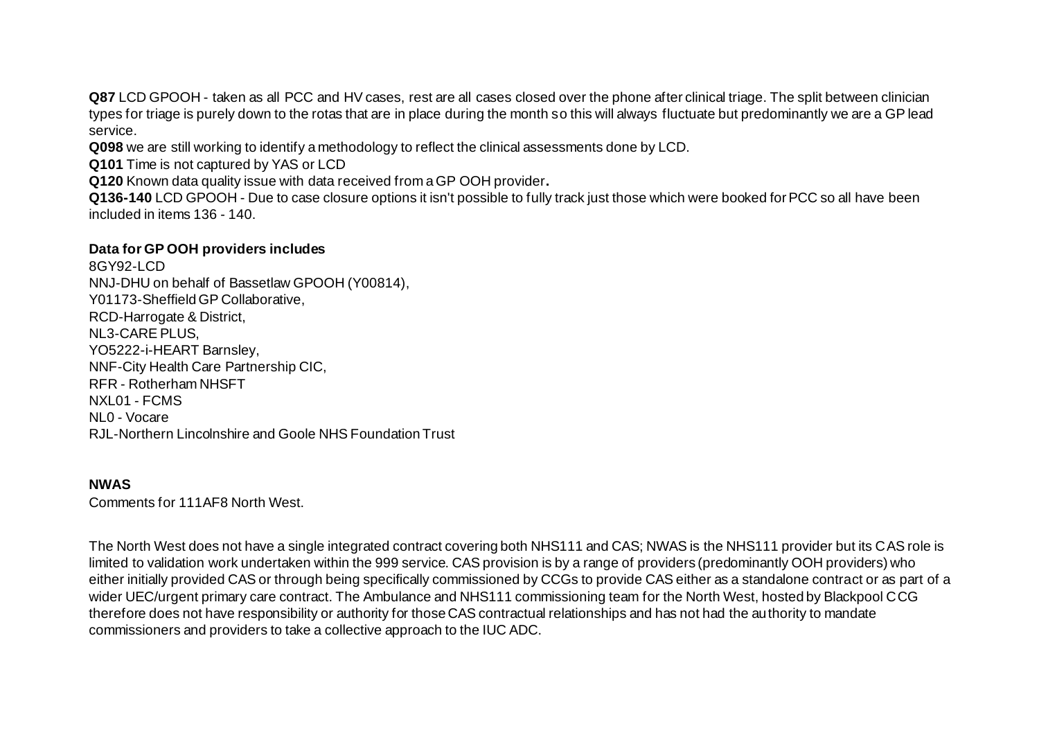**Q87** LCD GPOOH - taken as all PCC and HV cases, rest are all cases closed over the phone after clinical triage. The split between clinician types for triage is purely down to the rotas that are in place during the month so this will always fluctuate but predominantly we are a GP lead service.

**Q098** we are still working to identify a methodology to reflect the clinical assessments done by LCD.

**Q101** Time is not captured by YAS or LCD

**Q120** Known data quality issue with data received from a GP OOH provider**.**

**Q136-140** LCD GPOOH - Due to case closure options it isn't possible to fully track just those which were booked for PCC so all have been included in items 136 - 140.

**Data for GP OOH providers includes**

8GY92-LCD
NNJ-DHU on behalf of Bassetlaw GPOOH (Y00814),
Y01173-Sheffield GP Collaborative,
RCD-Harrogate & District,
NL3-CARE PLUS,
YO5222-i-HEART Barnsley,
NNF-City Health Care Partnership CIC,
RFR - Rotherham NHSFT
NXL01 - FCMS
NL0 - Vocare
RJL-Northern Lincolnshire and Goole NHS Foundation Trust

**NWAS**

Comments for 111AF8 North West.

The North West does not have a single integrated contract covering both NHS111 and CAS; NWAS is the NHS111 provider but its CAS role is limited to validation work undertaken within the 999 service. CAS provision is by a range of providers (predominantly OOH providers) who either initially provided CAS or through being specifically commissioned by CCGs to provide CAS either as a standalone contract or as part of a wider UEC/urgent primary care contract. The Ambulance and NHS111 commissioning team for the North West, hosted by Blackpool CCG therefore does not have responsibility or authority for those CAS contractual relationships and has not had the authority to mandate commissioners and providers to take a collective approach to the IUC ADC.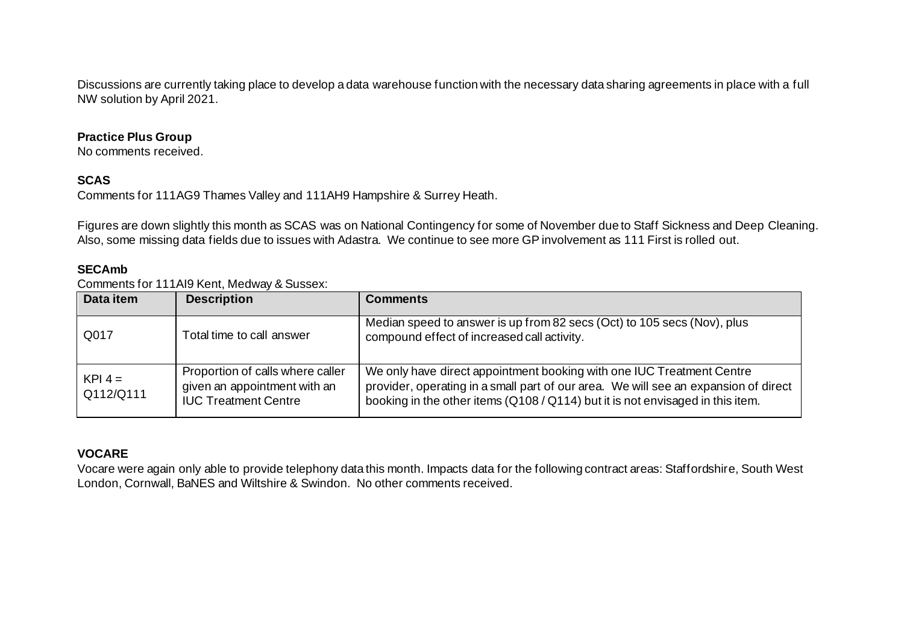Discussions are currently taking place to develop a data warehouse function with the necessary data sharing agreements in place with a full NW solution by April 2021.

**Practice Plus Group**
No comments received.

**SCAS**
Comments for 111AG9 Thames Valley and 111AH9 Hampshire & Surrey Heath.

Figures are down slightly this month as SCAS was on National Contingency for some of November due to Staff Sickness and Deep Cleaning. Also, some missing data fields due to issues with Adastra. We continue to see more GP involvement as 111 First is rolled out.

**SECAmb**
Comments for 111AI9 Kent, Medway & Sussex:

| Data item | Description | Comments |
|---|---|---|
| Q017 | Total time to call answer | Median speed to answer is up from 82 secs (Oct) to 105 secs (Nov), plus compound effect of increased call activity. |
| KPI 4 = Q112/Q111 | Proportion of calls where caller given an appointment with an IUC Treatment Centre | We only have direct appointment booking with one IUC Treatment Centre provider, operating in a small part of our area. We will see an expansion of direct booking in the other items (Q108 / Q114) but it is not envisaged in this item. |

**VOCARE**
Vocare were again only able to provide telephony data this month. Impacts data for the following contract areas: Staffordshire, South West London, Cornwall, BaNES and Wiltshire & Swindon. No other comments received.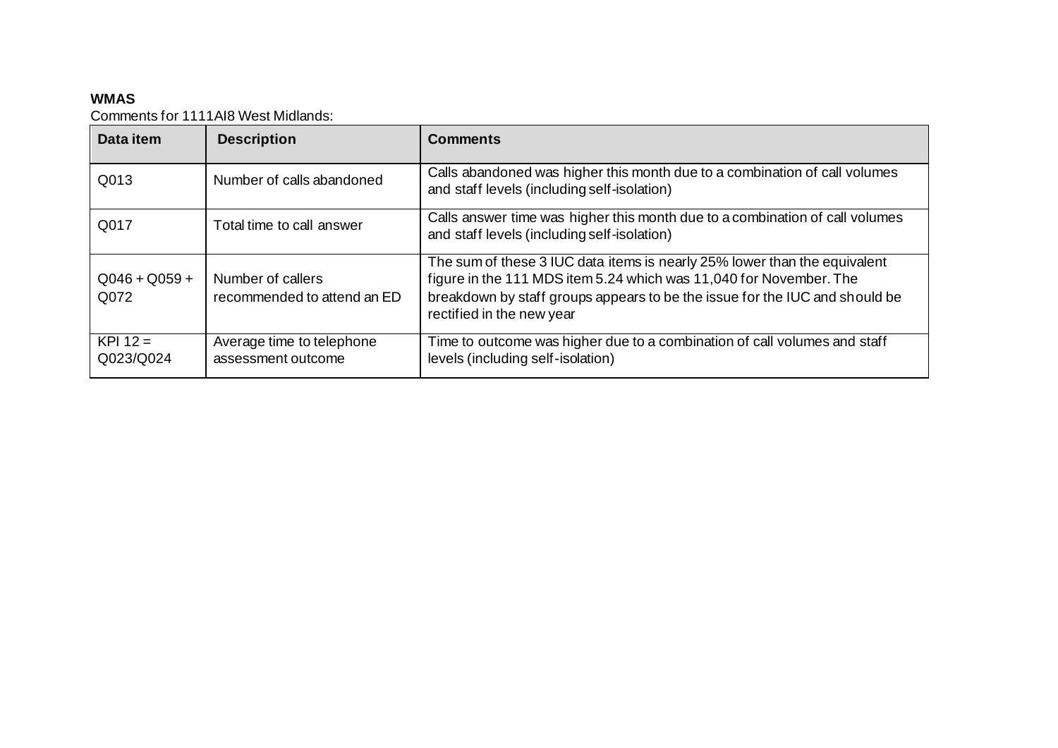**WMAS**

Comments for 1111AI8 West Midlands:

| Data item | Description | Comments |
|---|---|---|
| Q013 | Number of calls abandoned | Calls abandoned was higher this month due to a combination of call volumes and staff levels (including self-isolation) |
| Q017 | Total time to call answer | Calls answer time was higher this month due to a combination of call volumes and staff levels (including self-isolation) |
| Q046 + Q059 + Q072 | Number of callers recommended to attend an ED | The sum of these 3 IUC data items is nearly 25% lower than the equivalent figure in the 111 MDS item 5.24 which was 11,040 for November. The breakdown by staff groups appears to be the issue for the IUC and should be rectified in the new year |
| KPI 12 = Q023/Q024 | Average time to telephone assessment outcome | Time to outcome was higher due to a combination of call volumes and staff levels (including self-isolation) |